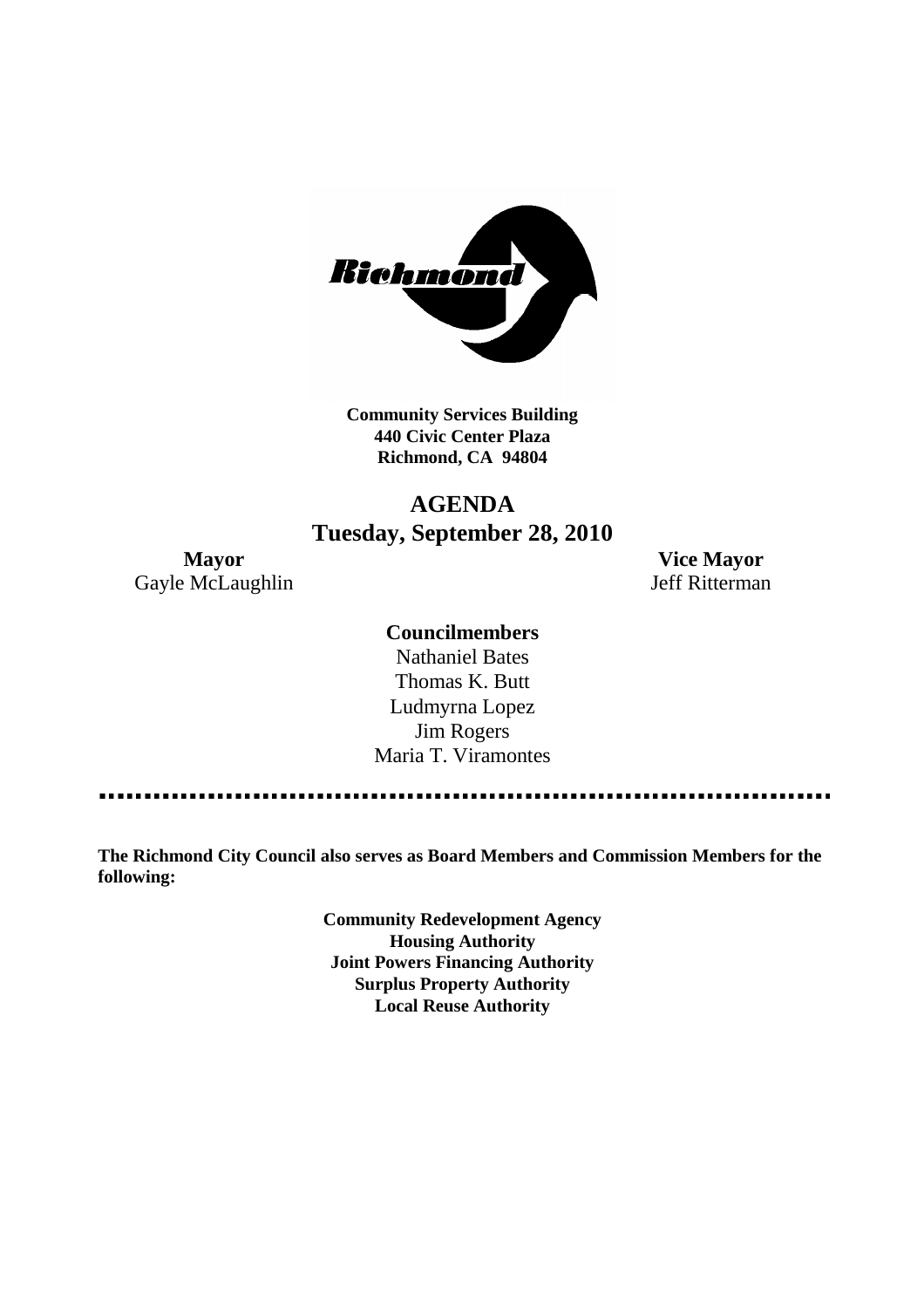**Community Services Building**
**440 Civic Center Plaza**
**Richmond, CA 94804**

# AGENDA
## Tuesday, September 28, 2010

**Mayor**
Gayle McLaughlin

**Vice Mayor**
Jeff Ritterman

**Councilmembers**

Nathaniel Bates
Thomas K. Butt
Ludmyrna Lopez
Jim Rogers
Maria T. Viramontes

**The Richmond City Council also serves as Board Members and Commission Members for the following:**

**Community Redevelopment Agency**
**Housing Authority**
**Joint Powers Financing Authority**
**Surplus Property Authority**
**Local Reuse Authority**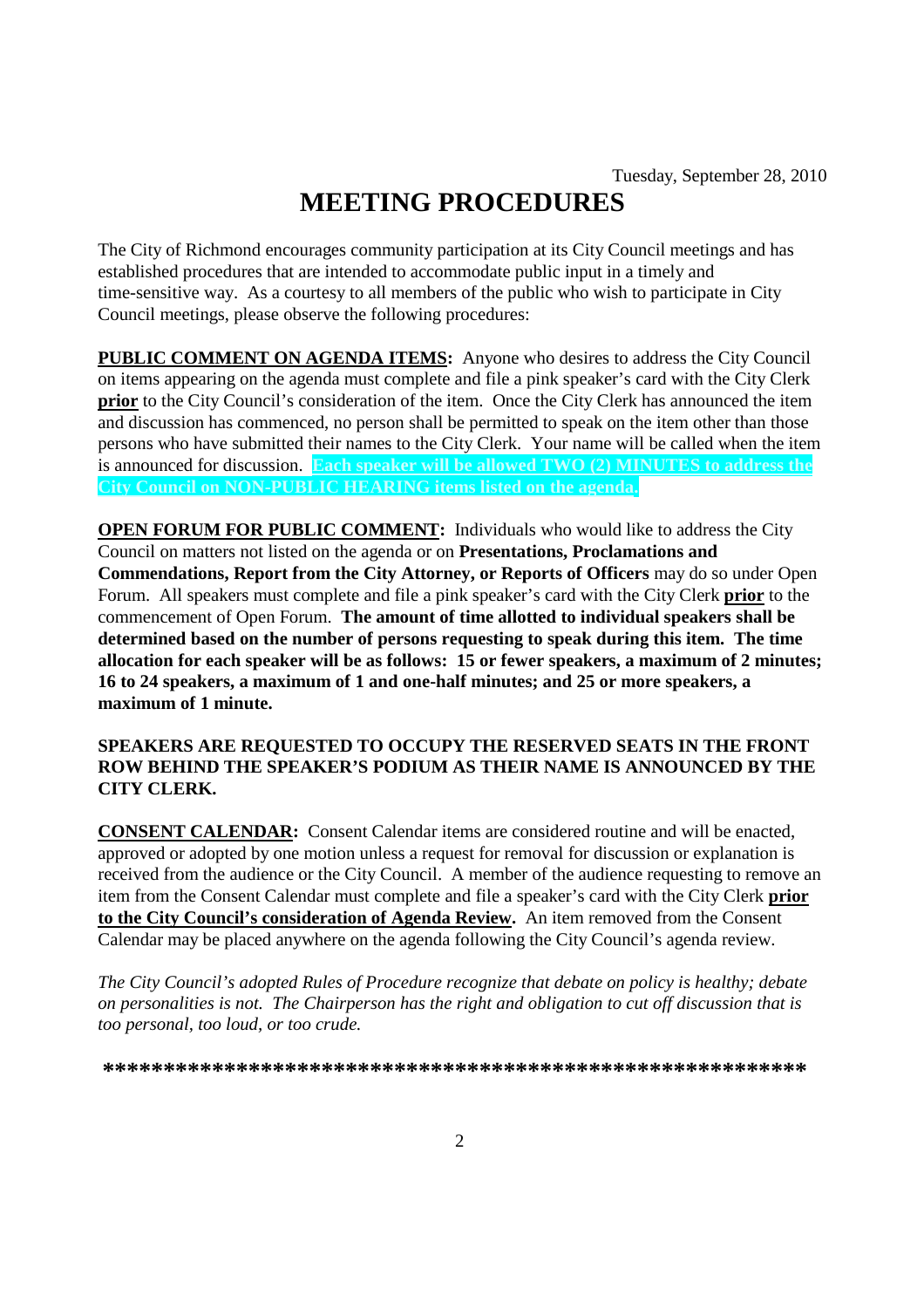Tuesday, September 28, 2010

# MEETING PROCEDURES

The City of Richmond encourages community participation at its City Council meetings and has established procedures that are intended to accommodate public input in a timely and time-sensitive way. As a courtesy to all members of the public who wish to participate in City Council meetings, please observe the following procedures:

**PUBLIC COMMENT ON AGENDA ITEMS:** Anyone who desires to address the City Council on items appearing on the agenda must complete and file a pink speaker's card with the City Clerk **prior** to the City Council's consideration of the item. Once the City Clerk has announced the item and discussion has commenced, no person shall be permitted to speak on the item other than those persons who have submitted their names to the City Clerk. Your name will be called when the item is announced for discussion. **Each speaker will be allowed TWO (2) MINUTES to address the City Council on NON-PUBLIC HEARING items listed on the agenda.**

**OPEN FORUM FOR PUBLIC COMMENT:** Individuals who would like to address the City Council on matters not listed on the agenda or on **Presentations, Proclamations and Commendations, Report from the City Attorney, or Reports of Officers** may do so under Open Forum. All speakers must complete and file a pink speaker's card with the City Clerk **prior** to the commencement of Open Forum. **The amount of time allotted to individual speakers shall be determined based on the number of persons requesting to speak during this item. The time allocation for each speaker will be as follows: 15 or fewer speakers, a maximum of 2 minutes; 16 to 24 speakers, a maximum of 1 and one-half minutes; and 25 or more speakers, a maximum of 1 minute.**

**SPEAKERS ARE REQUESTED TO OCCUPY THE RESERVED SEATS IN THE FRONT ROW BEHIND THE SPEAKER'S PODIUM AS THEIR NAME IS ANNOUNCED BY THE CITY CLERK.**

**CONSENT CALENDAR:** Consent Calendar items are considered routine and will be enacted, approved or adopted by one motion unless a request for removal for discussion or explanation is received from the audience or the City Council. A member of the audience requesting to remove an item from the Consent Calendar must complete and file a speaker's card with the City Clerk **prior to the City Council's consideration of Agenda Review.** An item removed from the Consent Calendar may be placed anywhere on the agenda following the City Council's agenda review.

*The City Council's adopted Rules of Procedure recognize that debate on policy is healthy; debate on personalities is not. The Chairperson has the right and obligation to cut off discussion that is too personal, too loud, or too crude.*

**\*\*\*\*\*\*\*\*\*\*\*\*\*\*\*\*\*\*\*\*\*\*\*\*\*\*\*\*\*\*\*\*\*\*\*\*\*\*\*\*\*\*\*\*\*\*\*\*\*\*\*\*\*\*\*\*\*\***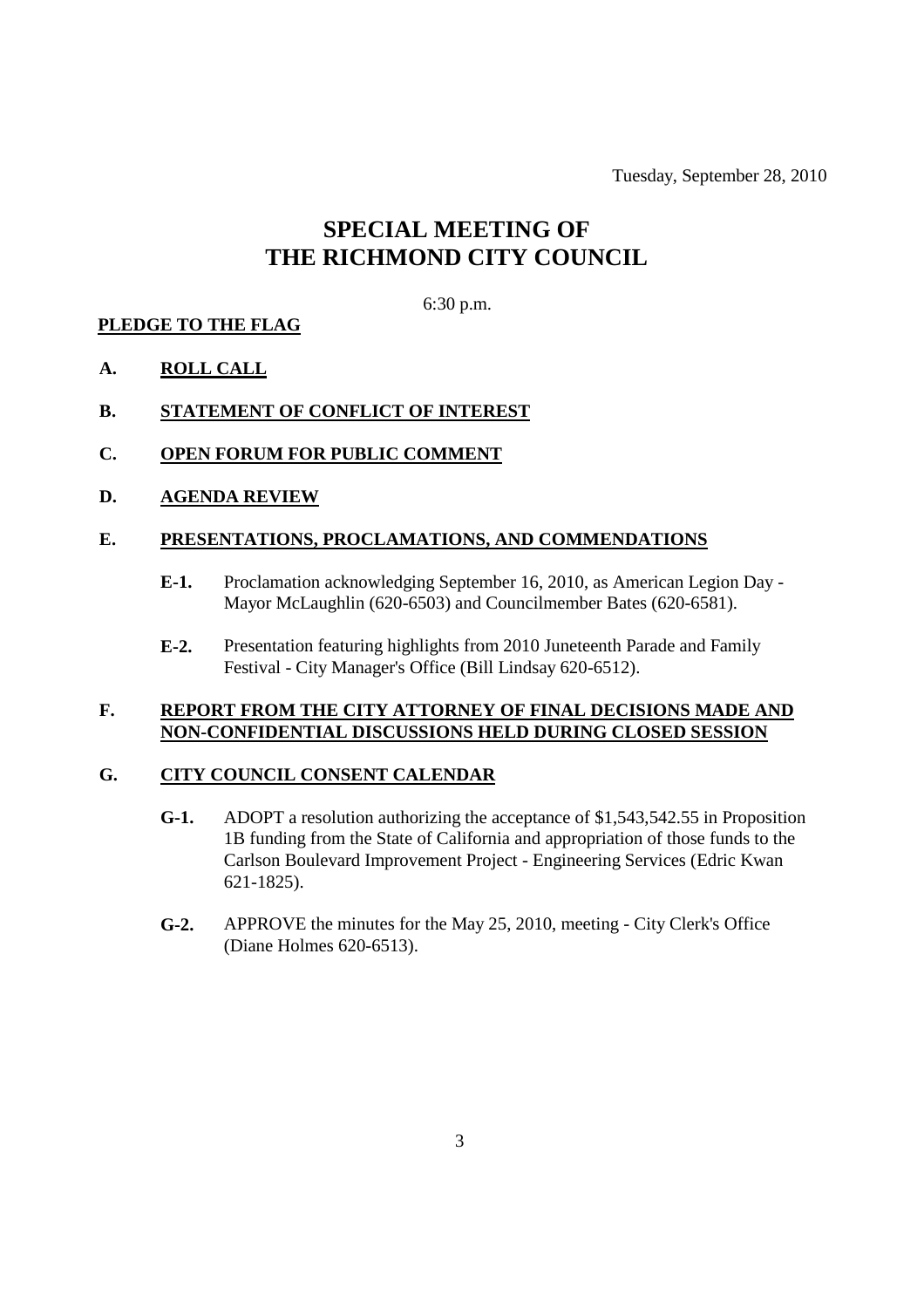Tuesday, September 28, 2010

# SPECIAL MEETING OF THE RICHMOND CITY COUNCIL

6:30 p.m.

**PLEDGE TO THE FLAG**

**A. ROLL CALL**

**B. STATEMENT OF CONFLICT OF INTEREST**

**C. OPEN FORUM FOR PUBLIC COMMENT**

**D. AGENDA REVIEW**

**E. PRESENTATIONS, PROCLAMATIONS, AND COMMENDATIONS**

**E-1.** Proclamation acknowledging September 16, 2010, as American Legion Day - Mayor McLaughlin (620-6503) and Councilmember Bates (620-6581).

**E-2.** Presentation featuring highlights from 2010 Juneteenth Parade and Family Festival - City Manager's Office (Bill Lindsay 620-6512).

**F. REPORT FROM THE CITY ATTORNEY OF FINAL DECISIONS MADE AND NON-CONFIDENTIAL DISCUSSIONS HELD DURING CLOSED SESSION**

**G. CITY COUNCIL CONSENT CALENDAR**

**G-1.** ADOPT a resolution authorizing the acceptance of $1,543,542.55 in Proposition 1B funding from the State of California and appropriation of those funds to the Carlson Boulevard Improvement Project - Engineering Services (Edric Kwan 621-1825).

**G-2.** APPROVE the minutes for the May 25, 2010, meeting - City Clerk's Office (Diane Holmes 620-6513).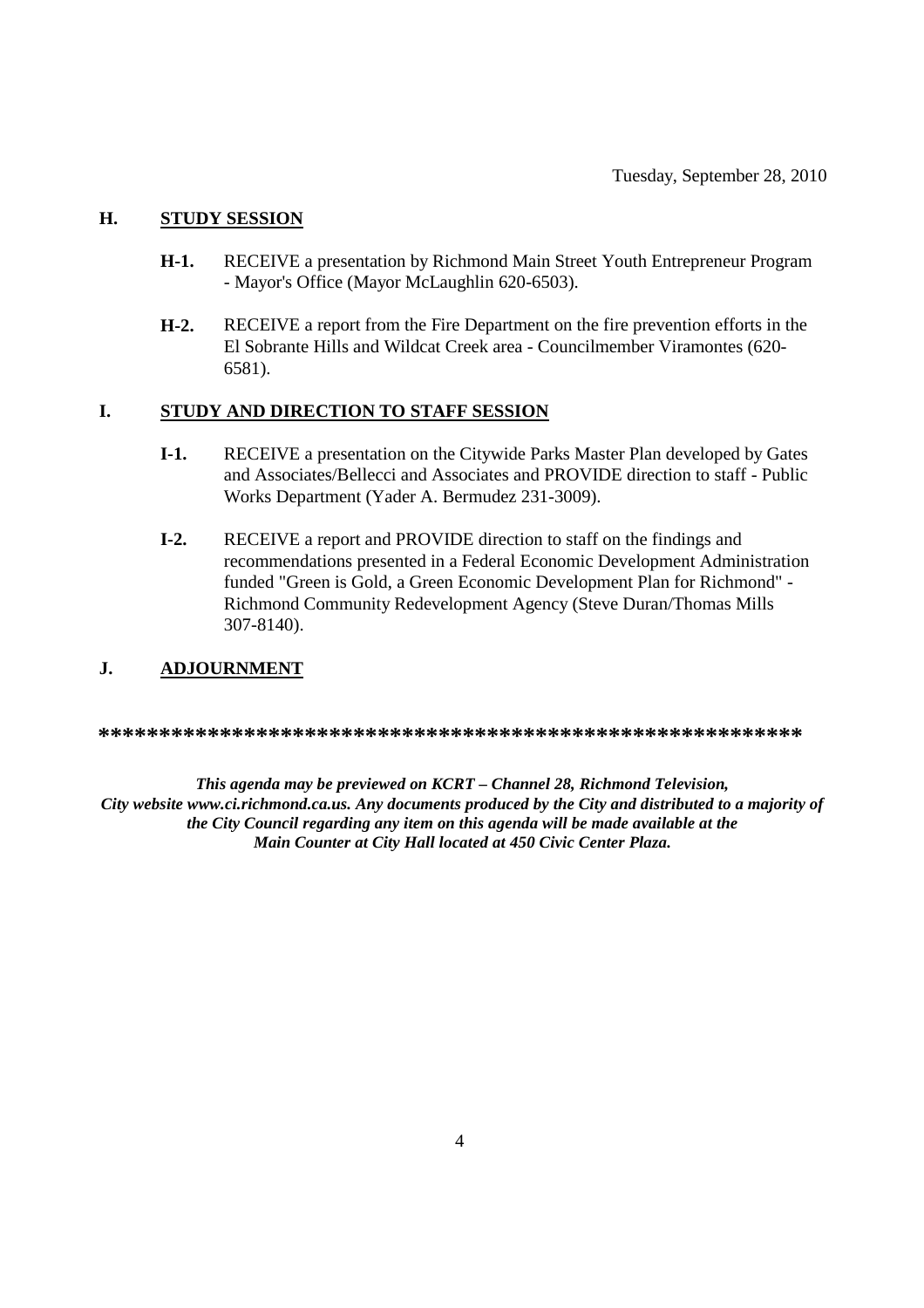Tuesday, September 28, 2010

## H. STUDY SESSION

**H-1.** RECEIVE a presentation by Richmond Main Street Youth Entrepreneur Program - Mayor's Office (Mayor McLaughlin 620-6503).

**H-2.** RECEIVE a report from the Fire Department on the fire prevention efforts in the El Sobrante Hills and Wildcat Creek area - Councilmember Viramontes (620-6581).

## I. STUDY AND DIRECTION TO STAFF SESSION

**I-1.** RECEIVE a presentation on the Citywide Parks Master Plan developed by Gates and Associates/Bellecci and Associates and PROVIDE direction to staff - Public Works Department (Yader A. Bermudez 231-3009).

**I-2.** RECEIVE a report and PROVIDE direction to staff on the findings and recommendations presented in a Federal Economic Development Administration funded "Green is Gold, a Green Economic Development Plan for Richmond" - Richmond Community Redevelopment Agency (Steve Duran/Thomas Mills 307-8140).

## J. ADJOURNMENT

**********************************************************

***This agenda may be previewed on KCRT – Channel 28, Richmond Television, City website www.ci.richmond.ca.us. Any documents produced by the City and distributed to a majority of the City Council regarding any item on this agenda will be made available at the Main Counter at City Hall located at 450 Civic Center Plaza.***